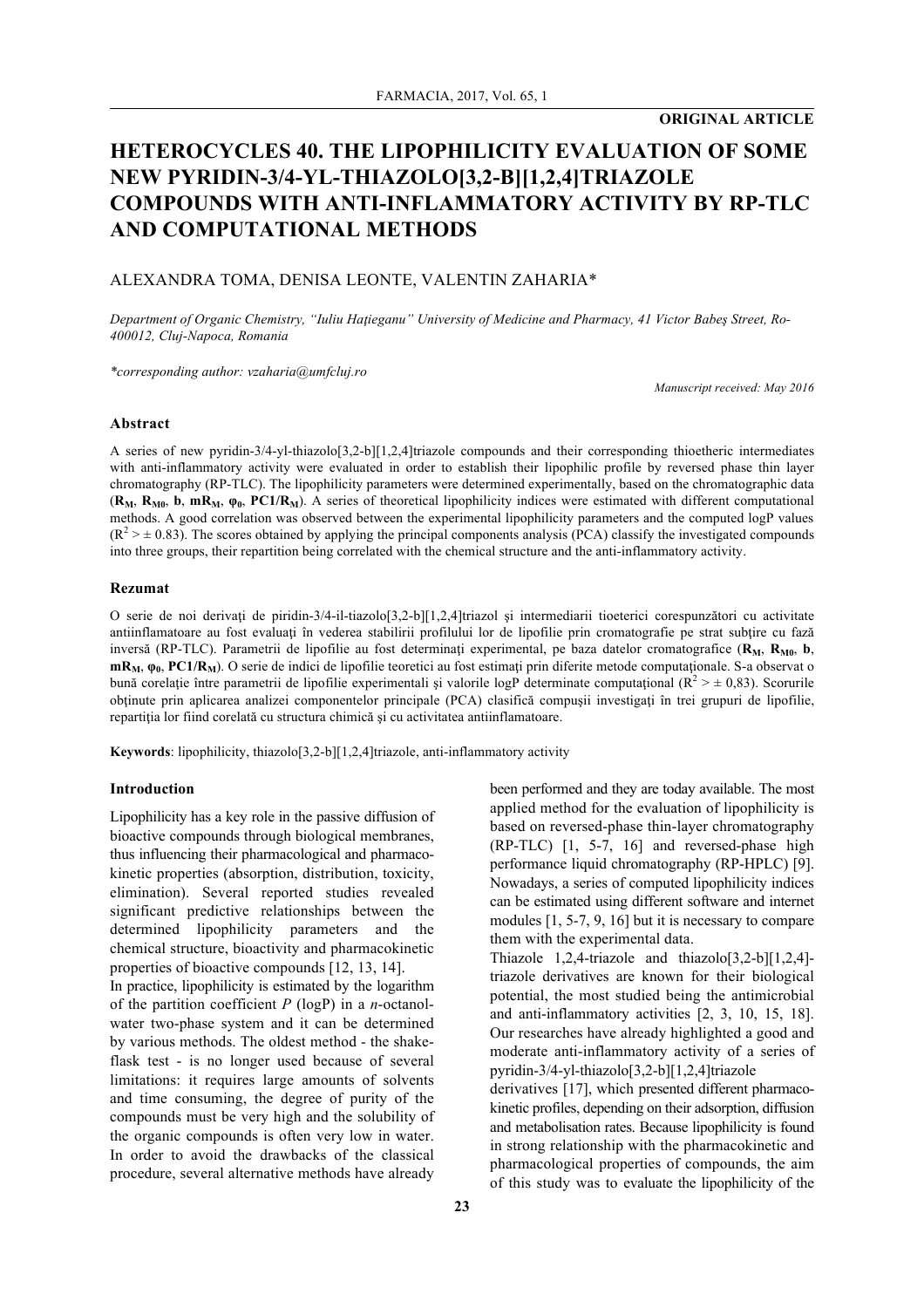**ORIGINAL ARTICLE**

# HETEROCYCLES 40. THE LIPOPHILICITY EVALUATION OF SOME NEW PYRIDIN-3/4-YL-THIAZOLO[3,2-B][1,2,4]TRIAZOLE COMPOUNDS WITH ANTI-INFLAMMATORY ACTIVITY BY RP-TLC AND COMPUTATIONAL METHODS

ALEXANDRA TOMA, DENISA LEONTE, VALENTIN ZAHARIA*

*Department of Organic Chemistry, "Iuliu Haţieganu" University of Medicine and Pharmacy, 41 Victor Babeş Street, Ro-400012, Cluj-Napoca, Romania*

*\*corresponding author: vzaharia@umfcluj.ro*

*Manuscript received: May 2016*

### Abstract

A series of new pyridin-3/4-yl-thiazolo[3,2-b][1,2,4]triazole compounds and their corresponding thioetheric intermediates with anti-inflammatory activity were evaluated in order to establish their lipophilic profile by reversed phase thin layer chromatography (RP-TLC). The lipophilicity parameters were determined experimentally, based on the chromatographic data (**$R_M$**, **$R_{M0}$**, **b**, **$mR_M$**, **$\varphi_0$**, **$PC1/R_M$**). A series of theoretical lipophilicity indices were estimated with different computational methods. A good correlation was observed between the experimental lipophilicity parameters and the computed logP values ($R^2 > \pm 0.83$). The scores obtained by applying the principal components analysis (PCA) classify the investigated compounds into three groups, their repartition being correlated with the chemical structure and the anti-inflammatory activity.

### Rezumat

O serie de noi derivaţi de piridin-3/4-il-tiazolo[3,2-b][1,2,4]triazol şi intermediarii tioeterici corespunzători cu activitate antiinflamatoare au fost evaluaţi în vederea stabilirii profilului lor de lipofilie prin cromatografie pe strat subţire cu fază inversă (RP-TLC). Parametrii de lipofilie au fost determinaţi experimental, pe baza datelor cromatografice (**$R_M$**, **$R_{M0}$**, **b**, **$mR_M$**, **$\varphi_0$**, **$PC1/R_M$**). O serie de indici de lipofilie teoretici au fost estimaţi prin diferite metode computaţionale. S-a observat o bună corelaţie între parametrii de lipofilie experimentali şi valorile logP determinate computaţional ($R^2 > \pm 0,83$). Scorurile obţinute prin aplicarea analizei componentelor principale (PCA) clasifică compuşii investigaţi în trei grupuri de lipofilie, repartiţia lor fiind corelată cu structura chimică şi cu activitatea antiinflamatoare.

**Keywords**: lipophilicity, thiazolo[3,2-b][1,2,4]triazole, anti-inflammatory activity

### Introduction

Lipophilicity has a key role in the passive diffusion of bioactive compounds through biological membranes, thus influencing their pharmacological and pharmacokinetic properties (absorption, distribution, toxicity, elimination). Several reported studies revealed significant predictive relationships between the determined lipophilicity parameters and the chemical structure, bioactivity and pharmacokinetic properties of bioactive compounds [12, 13, 14].

In practice, lipophilicity is estimated by the logarithm of the partition coefficient *P* (logP) in a *n*-octanol-water two-phase system and it can be determined by various methods. The oldest method - the shake-flask test - is no longer used because of several limitations: it requires large amounts of solvents and time consuming, the degree of purity of the compounds must be very high and the solubility of the organic compounds is often very low in water. In order to avoid the drawbacks of the classical procedure, several alternative methods have already been performed and they are today available. The most applied method for the evaluation of lipophilicity is based on reversed-phase thin-layer chromatography (RP-TLC) [1, 5-7, 16] and reversed-phase high performance liquid chromatography (RP-HPLC) [9]. Nowadays, a series of computed lipophilicity indices can be estimated using different software and internet modules [1, 5-7, 9, 16] but it is necessary to compare them with the experimental data.

Thiazole 1,2,4-triazole and thiazolo[3,2-b][1,2,4]-triazole derivatives are known for their biological potential, the most studied being the antimicrobial and anti-inflammatory activities [2, 3, 10, 15, 18]. Our researches have already highlighted a good and moderate anti-inflammatory activity of a series of pyridin-3/4-yl-thiazolo[3,2-b][1,2,4]triazole derivatives [17], which presented different pharmacokinetic profiles, depending on their adsorption, diffusion and metabolisation rates. Because lipophilicity is found in strong relationship with the pharmacokinetic and pharmacological properties of compounds, the aim of this study was to evaluate the lipophilicity of the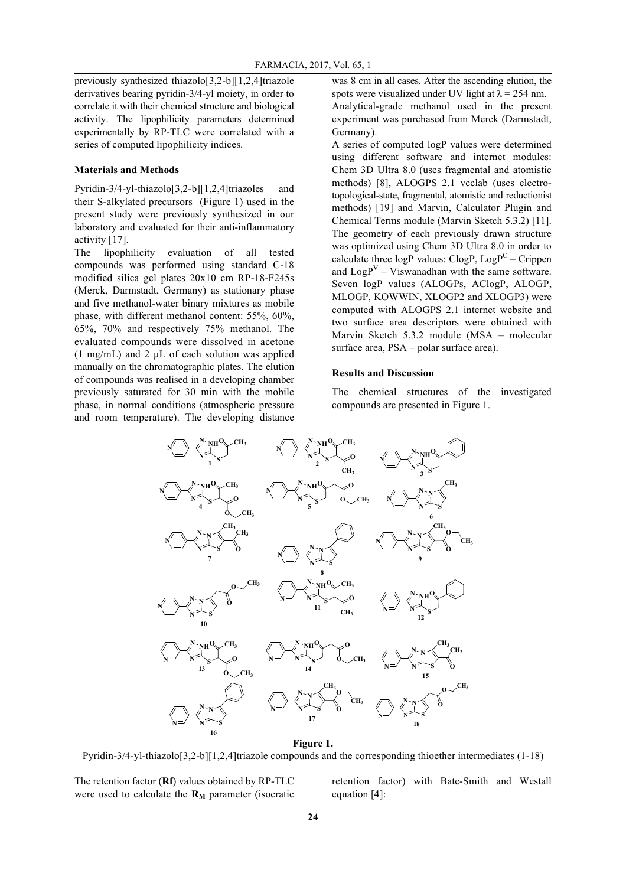previously synthesized thiazolo[3,2-b][1,2,4]triazole derivatives bearing pyridin-3/4-yl moiety, in order to correlate it with their chemical structure and biological activity. The lipophilicity parameters determined experimentally by RP-TLC were correlated with a series of computed lipophilicity indices.

## Materials and Methods

Pyridin-3/4-yl-thiazolo[3,2-b][1,2,4]triazoles and their S-alkylated precursors (Figure 1) used in the present study were previously synthesized in our laboratory and evaluated for their anti-inflammatory activity [17].

The lipophilicity evaluation of all tested compounds was performed using standard C-18 modified silica gel plates 20x10 cm RP-18-F245s (Merck, Darmstadt, Germany) as stationary phase and five methanol-water binary mixtures as mobile phase, with different methanol content: 55%, 60%, 65%, 70% and respectively 75% methanol. The evaluated compounds were dissolved in acetone (1 mg/mL) and 2 μL of each solution was applied manually on the chromatographic plates. The elution of compounds was realised in a developing chamber previously saturated for 30 min with the mobile phase, in normal conditions (atmospheric pressure and room temperature). The developing distance was 8 cm in all cases. After the ascending elution, the spots were visualized under UV light at $\lambda = 254$ nm.

Analytical-grade methanol used in the present experiment was purchased from Merck (Darmstadt, Germany).

A series of computed logP values were determined using different software and internet modules: Chem 3D Ultra 8.0 (uses fragmental and atomistic methods) [8], ALOGPS 2.1 vcclab (uses electro-topological-state, fragmental, atomistic and reductionist methods) [19] and Marvin, Calculator Plugin and Chemical Terms module (Marvin Sketch 5.3.2) [11]. The geometry of each previously drawn structure was optimized using Chem 3D Ultra 8.0 in order to calculate three logP values: ClogP, $LogP^C$ – Crippen and $LogP^V$ – Viswanadhan with the same software. Seven logP values (ALOGPs, AClogP, ALOGP, MLOGP, KOWWIN, XLOGP2 and XLOGP3) were computed with ALOGPS 2.1 internet website and two surface area descriptors were obtained with Marvin Sketch 5.3.2 module (MSA – molecular surface area, PSA – polar surface area).

## Results and Discussion

The chemical structures of the investigated compounds are presented in Figure 1.

**Figure 1.**

Pyridin-3/4-yl-thiazolo[3,2-b][1,2,4]triazole compounds and the corresponding thioether intermediates (1-18)

The retention factor (**Rf**) values obtained by RP-TLC were used to calculate the $\mathbf{R_M}$ parameter (isocratic retention factor) with Bate-Smith and Westall equation [4]: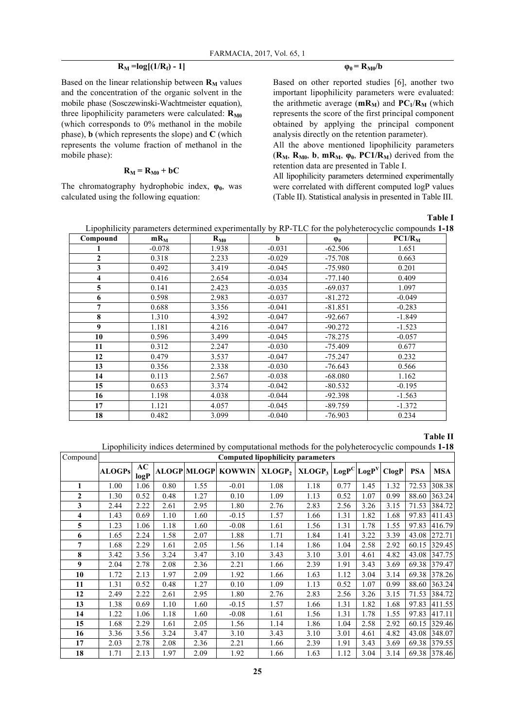$$R_M = \log[(1/R_f) - 1]$$

Based on the linear relationship between $R_M$ values and the concentration of the organic solvent in the mobile phase (Sosczewinski-Wachtmeister equation), three lipophilicity parameters were calculated: $R_{M0}$ (which corresponds to 0% methanol in the mobile phase), **b** (which represents the slope) and **C** (which represents the volume fraction of methanol in the mobile phase):

$$R_M = R_{M0} + bC$$

The chromatography hydrophobic index, $\varphi_0$, was calculated using the following equation:

$$\varphi_0 = R_{M0}/b$$

Based on other reported studies [6], another two important lipophilicity parameters were evaluated: the arithmetic average ($mR_M$) and $PC_1/R_M$ (which represents the score of the first principal component obtained by applying the principal component analysis directly on the retention parameter).

All the above mentioned lipophilicity parameters ($R_M$, $R_{M0}$, $b$, $mR_M$, $\varphi_0$, $PC1/R_M$) derived from the retention data are presented in Table I.

All lipophilicity parameters determined experimentally were correlated with different computed logP values (Table II). Statistical analysis in presented in Table III.

**Table I**

Lipophilicity parameters determined experimentally by RP-TLC for the polyheterocyclic compounds **1-18**

| Compound | $mR_M$ | $R_{M0}$ | b | $\varphi_0$ | $PC1/R_M$ |
|---|---|---|---|---|---|
| **1** | -0.078 | 1.938 | -0.031 | -62.506 | 1.651 |
| **2** | 0.318 | 2.233 | -0.029 | -75.708 | 0.663 |
| **3** | 0.492 | 3.419 | -0.045 | -75.980 | 0.201 |
| **4** | 0.416 | 2.654 | -0.034 | -77.140 | 0.409 |
| **5** | 0.141 | 2.423 | -0.035 | -69.037 | 1.097 |
| **6** | 0.598 | 2.983 | -0.037 | -81.272 | -0.049 |
| **7** | 0.688 | 3.356 | -0.041 | -81.851 | -0.283 |
| **8** | 1.310 | 4.392 | -0.047 | -92.667 | -1.849 |
| **9** | 1.181 | 4.216 | -0.047 | -90.272 | -1.523 |
| **10** | 0.596 | 3.499 | -0.045 | -78.275 | -0.057 |
| **11** | 0.312 | 2.247 | -0.030 | -75.409 | 0.677 |
| **12** | 0.479 | 3.537 | -0.047 | -75.247 | 0.232 |
| **13** | 0.356 | 2.338 | -0.030 | -76.643 | 0.566 |
| **14** | 0.113 | 2.567 | -0.038 | -68.080 | 1.162 |
| **15** | 0.653 | 3.374 | -0.042 | -80.532 | -0.195 |
| **16** | 1.198 | 4.038 | -0.044 | -92.398 | -1.563 |
| **17** | 1.121 | 4.057 | -0.045 | -89.759 | -1.372 |
| **18** | 0.482 | 3.099 | -0.040 | -76.903 | 0.234 |

**Table II**

Lipophilicity indices determined by computational methods for the polyheterocyclic compounds **1-18**

| Compound | **Computed lipophilicity parameters** | | | | | | | | | | | |
|---|---|---|---|---|---|---|---|---|---|---|---|---|
| | **ALOGPs** | **AC logP** | **ALOGP** | **MLOGP** | **KOWWIN** | **$XLOGP_2$** | **$XLOGP_3$** | **$LogP^C$** | **$LogP^V$** | **ClogP** | **PSA** | **MSA** |
| **1** | 1.00 | 1.06 | 0.80 | 1.55 | -0.01 | 1.08 | 1.18 | 0.77 | 1.45 | 1.32 | 72.53 | 308.38 |
| **2** | 1.30 | 0.52 | 0.48 | 1.27 | 0.10 | 1.09 | 1.13 | 0.52 | 1.07 | 0.99 | 88.60 | 363.24 |
| **3** | 2.44 | 2.22 | 2.61 | 2.95 | 1.80 | 2.76 | 2.83 | 2.56 | 3.26 | 3.15 | 71.53 | 384.72 |
| **4** | 1.43 | 0.69 | 1.10 | 1.60 | -0.15 | 1.57 | 1.66 | 1.31 | 1.82 | 1.68 | 97.83 | 411.43 |
| **5** | 1.23 | 1.06 | 1.18 | 1.60 | -0.08 | 1.61 | 1.56 | 1.31 | 1.78 | 1.55 | 97.83 | 416.79 |
| **6** | 1.65 | 2.24 | 1.58 | 2.07 | 1.88 | 1.71 | 1.84 | 1.41 | 3.22 | 3.39 | 43.08 | 272.71 |
| **7** | 1.68 | 2.29 | 1.61 | 2.05 | 1.56 | 1.14 | 1.86 | 1.04 | 2.58 | 2.92 | 60.15 | 329.45 |
| **8** | 3.42 | 3.56 | 3.24 | 3.47 | 3.10 | 3.43 | 3.10 | 3.01 | 4.61 | 4.82 | 43.08 | 347.75 |
| **9** | 2.04 | 2.78 | 2.08 | 2.36 | 2.21 | 1.66 | 2.39 | 1.91 | 3.43 | 3.69 | 69.38 | 379.47 |
| **10** | 1.72 | 2.13 | 1.97 | 2.09 | 1.92 | 1.66 | 1.63 | 1.12 | 3.04 | 3.14 | 69.38 | 378.26 |
| **11** | 1.31 | 0.52 | 0.48 | 1.27 | 0.10 | 1.09 | 1.13 | 0.52 | 1.07 | 0.99 | 88.60 | 363.24 |
| **12** | 2.49 | 2.22 | 2.61 | 2.95 | 1.80 | 2.76 | 2.83 | 2.56 | 3.26 | 3.15 | 71.53 | 384.72 |
| **13** | 1.38 | 0.69 | 1.10 | 1.60 | -0.15 | 1.57 | 1.66 | 1.31 | 1.82 | 1.68 | 97.83 | 411.55 |
| **14** | 1.22 | 1.06 | 1.18 | 1.60 | -0.08 | 1.61 | 1.56 | 1.31 | 1.78 | 1.55 | 97.83 | 417.11 |
| **15** | 1.68 | 2.29 | 1.61 | 2.05 | 1.56 | 1.14 | 1.86 | 1.04 | 2.58 | 2.92 | 60.15 | 329.46 |
| **16** | 3.36 | 3.56 | 3.24 | 3.47 | 3.10 | 3.43 | 3.10 | 3.01 | 4.61 | 4.82 | 43.08 | 348.07 |
| **17** | 2.03 | 2.78 | 2.08 | 2.36 | 2.21 | 1.66 | 2.39 | 1.91 | 3.43 | 3.69 | 69.38 | 379.55 |
| **18** | 1.71 | 2.13 | 1.97 | 2.09 | 1.92 | 1.66 | 1.63 | 1.12 | 3.04 | 3.14 | 69.38 | 378.46 |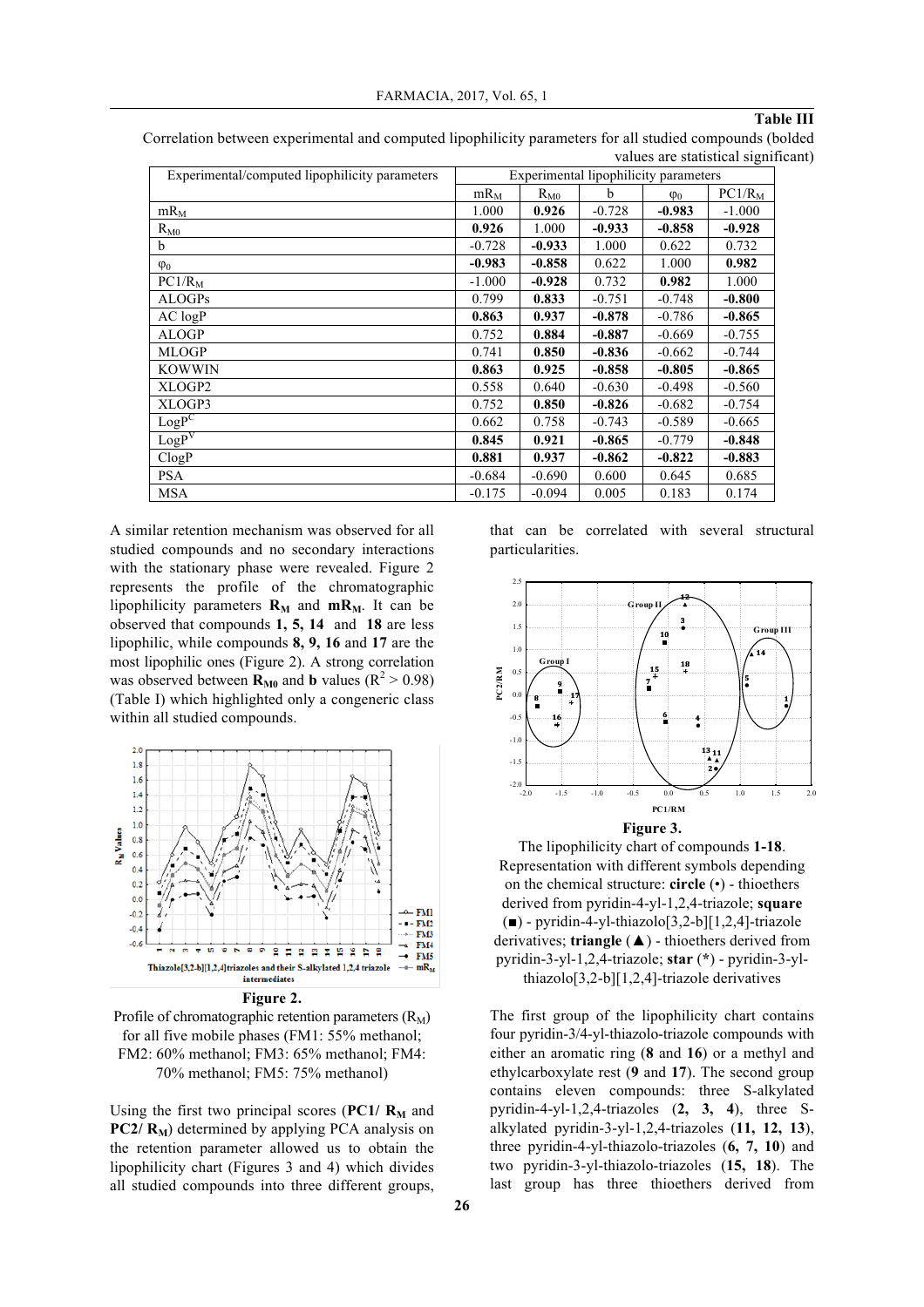**Table III**

Correlation between experimental and computed lipophilicity parameters for all studied compounds (bolded values are statistical significant)

| Experimental/computed lipophilicity parameters | Experimental lipophilicity parameters | | | | |
|---|---|---|---|---|---|
| | $mR_M$ | $R_{M0}$ | b | $\varphi_0$ | PC1/$R_M$ |
| $mR_M$ | 1.000 | **0.926** | -0.728 | **-0.983** | -1.000 |
| $R_{M0}$ | **0.926** | 1.000 | **-0.933** | **-0.858** | **-0.928** |
| b | -0.728 | **-0.933** | 1.000 | 0.622 | 0.732 |
| $\varphi_0$ | **-0.983** | **-0.858** | 0.622 | 1.000 | **0.982** |
| PC1/$R_M$ | -1.000 | **-0.928** | 0.732 | **0.982** | 1.000 |
| ALOGPs | 0.799 | **0.833** | -0.751 | -0.748 | **-0.800** |
| AC logP | **0.863** | **0.937** | **-0.878** | -0.786 | **-0.865** |
| ALOGP | 0.752 | **0.884** | **-0.887** | -0.669 | -0.755 |
| MLOGP | 0.741 | **0.850** | **-0.836** | -0.662 | -0.744 |
| KOWWIN | **0.863** | **0.925** | **-0.858** | **-0.805** | **-0.865** |
| XLOGP2 | 0.558 | 0.640 | -0.630 | -0.498 | -0.560 |
| XLOGP3 | 0.752 | **0.850** | **-0.826** | -0.682 | -0.754 |
| $LogP^C$ | 0.662 | 0.758 | -0.743 | -0.589 | -0.665 |
| $LogP^V$ | **0.845** | **0.921** | **-0.865** | -0.779 | **-0.848** |
| ClogP | **0.881** | **0.937** | **-0.862** | **-0.822** | **-0.883** |
| PSA | -0.684 | -0.690 | 0.600 | 0.645 | 0.685 |
| MSA | -0.175 | -0.094 | 0.005 | 0.183 | 0.174 |

A similar retention mechanism was observed for all studied compounds and no secondary interactions with the stationary phase were revealed. Figure 2 represents the profile of the chromatographic lipophilicity parameters $\mathbf{R_M}$ and $\mathbf{mR_M}$. It can be observed that compounds **1, 5, 14** and **18** are less lipophilic, while compounds **8, 9, 16** and **17** are the most lipophilic ones (Figure 2). A strong correlation was observed between $\mathbf{R_{M0}}$ and **b** values ($R^2 > 0.98$) (Table I) which highlighted only a congeneric class within all studied compounds.

**Figure 2.**

Profile of chromatographic retention parameters ($R_M$) for all five mobile phases (FM1: 55% methanol; FM2: 60% methanol; FM3: 65% methanol; FM4: 70% methanol; FM5: 75% methanol)

Using the first two principal scores (**PC1/ $\mathbf{R_M}$** and **PC2/ $\mathbf{R_M}$**) determined by applying PCA analysis on the retention parameter allowed us to obtain the lipophilicity chart (Figures 3 and 4) which divides all studied compounds into three different groups, that can be correlated with several structural particularities.

**Figure 3.**

The lipophilicity chart of compounds **1-18**. Representation with different symbols depending on the chemical structure: **circle** (•) - thioethers derived from pyridin-4-yl-1,2,4-triazole; **square** (■) - pyridin-4-yl-thiazolo[3,2-b][1,2,4]-triazole derivatives; **triangle** (▲) - thioethers derived from pyridin-3-yl-1,2,4-triazole; **star** (*) - pyridin-3-yl-thiazolo[3,2-b][1,2,4]-triazole derivatives

The first group of the lipophilicity chart contains four pyridin-3/4-yl-thiazolo-triazole compounds with either an aromatic ring (**8** and **16**) or a methyl and ethylcarboxylate rest (**9** and **17**). The second group contains eleven compounds: three S-alkylated pyridin-4-yl-1,2,4-triazoles (**2, 3, 4**), three S-alkylated pyridin-3-yl-1,2,4-triazoles (**11, 12, 13**), three pyridin-4-yl-thiazolo-triazoles (**6, 7, 10**) and two pyridin-3-yl-thiazolo-triazoles (**15, 18**). The last group has three thioethers derived from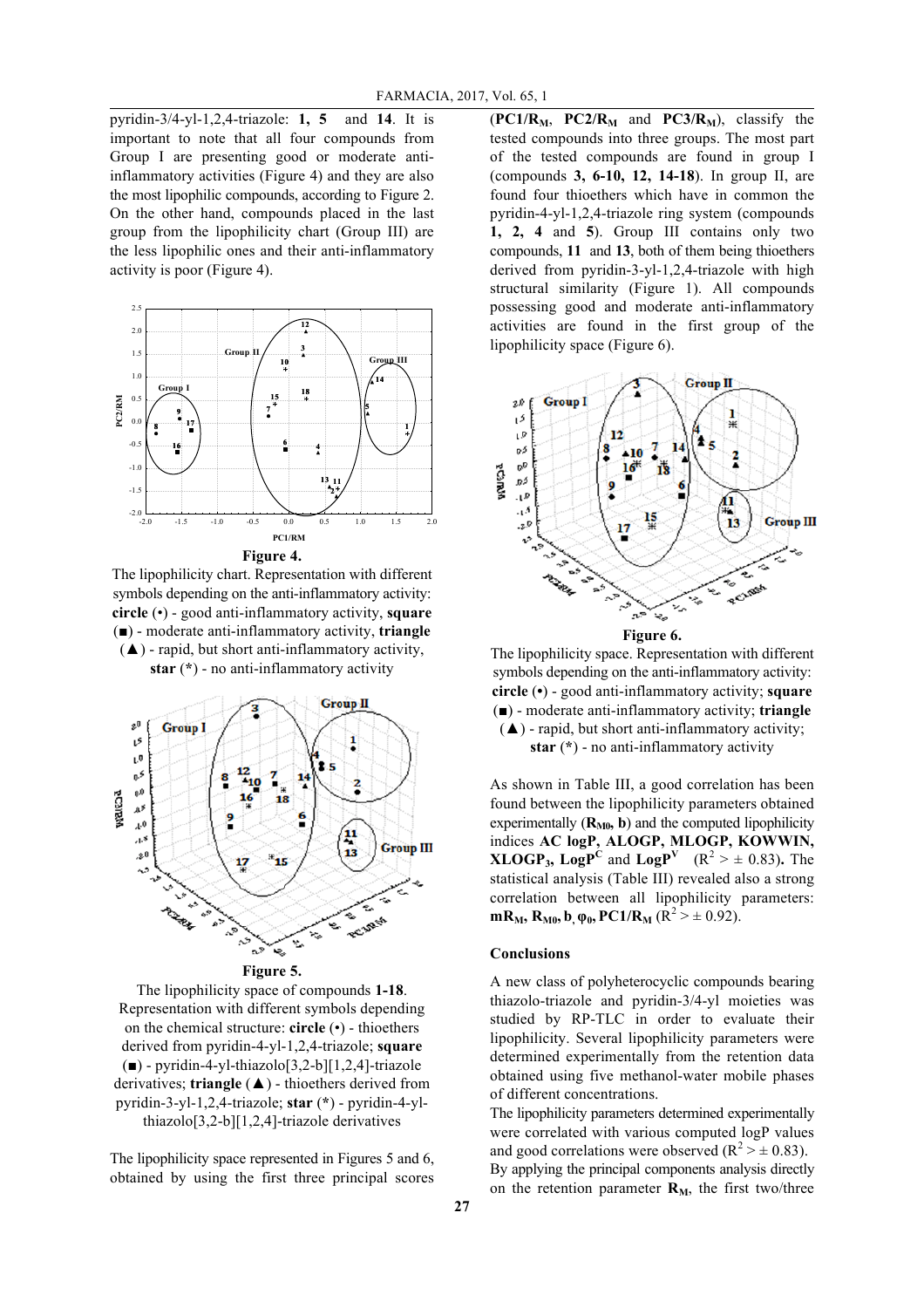pyridin-3/4-yl-1,2,4-triazole: **1, 5** and **14**. It is important to note that all four compounds from Group I are presenting good or moderate anti-inflammatory activities (Figure 4) and they are also the most lipophilic compounds, according to Figure 2. On the other hand, compounds placed in the last group from the lipophilicity chart (Group III) are the less lipophilic ones and their anti-inflammatory activity is poor (Figure 4).

**Figure 4.**
The lipophilicity chart. Representation with different symbols depending on the anti-inflammatory activity: **circle** (•) - good anti-inflammatory activity, **square** (■) - moderate anti-inflammatory activity, **triangle** (▲) - rapid, but short anti-inflammatory activity, **star** (*) - no anti-inflammatory activity

**Figure 5.**
The lipophilicity space of compounds **1-18**. Representation with different symbols depending on the chemical structure: **circle** (•) - thioethers derived from pyridin-4-yl-1,2,4-triazole; **square** (■) - pyridin-4-yl-thiazolo[3,2-b][1,2,4]-triazole derivatives; **triangle** (▲) - thioethers derived from pyridin-3-yl-1,2,4-triazole; **star** (*) - pyridin-4-yl-thiazolo[3,2-b][1,2,4]-triazole derivatives

The lipophilicity space represented in Figures 5 and 6, obtained by using the first three principal scores (**PC1/$R_M$**, **PC2/$R_M$** and **PC3/$R_M$**), classify the tested compounds into three groups. The most part of the tested compounds are found in group I (compounds **3, 6-10, 12, 14-18**). In group II, are found four thioethers which have in common the pyridin-4-yl-1,2,4-triazole ring system (compounds **1, 2, 4** and **5**). Group III contains only two compounds, **11** and **13**, both of them being thioethers derived from pyridin-3-yl-1,2,4-triazole with high structural similarity (Figure 1). All compounds possessing good and moderate anti-inflammatory activities are found in the first group of the lipophilicity space (Figure 6).

**Figure 6.**
The lipophilicity space. Representation with different symbols depending on the anti-inflammatory activity: **circle** (•) - good anti-inflammatory activity; **square** (■) - moderate anti-inflammatory activity; **triangle** (▲) - rapid, but short anti-inflammatory activity; **star** (*) - no anti-inflammatory activity

As shown in Table III, a good correlation has been found between the lipophilicity parameters obtained experimentally (**$R_{M0}$, b**) and the computed lipophilicity indices **AC logP, ALOGP, MLOGP, KOWWIN, $XLOGP_3$, $LogP^C$** and **$LogP^V$** ($R^2$ > ± 0.83)**.** The statistical analysis (Table III) revealed also a strong correlation between all lipophilicity parameters: **$mR_M$, $R_{M0}$, b, $\varphi_0$, PC1/$R_M$** ($R^2$ > ± 0.92).

## Conclusions

A new class of polyheterocyclic compounds bearing thiazolo-triazole and pyridin-3/4-yl moieties was studied by RP-TLC in order to evaluate their lipophilicity. Several lipophilicity parameters were determined experimentally from the retention data obtained using five methanol-water mobile phases of different concentrations.

The lipophilicity parameters determined experimentally were correlated with various computed logP values and good correlations were observed ($R^2$ > ± 0.83).

By applying the principal components analysis directly on the retention parameter **$R_M$**, the first two/three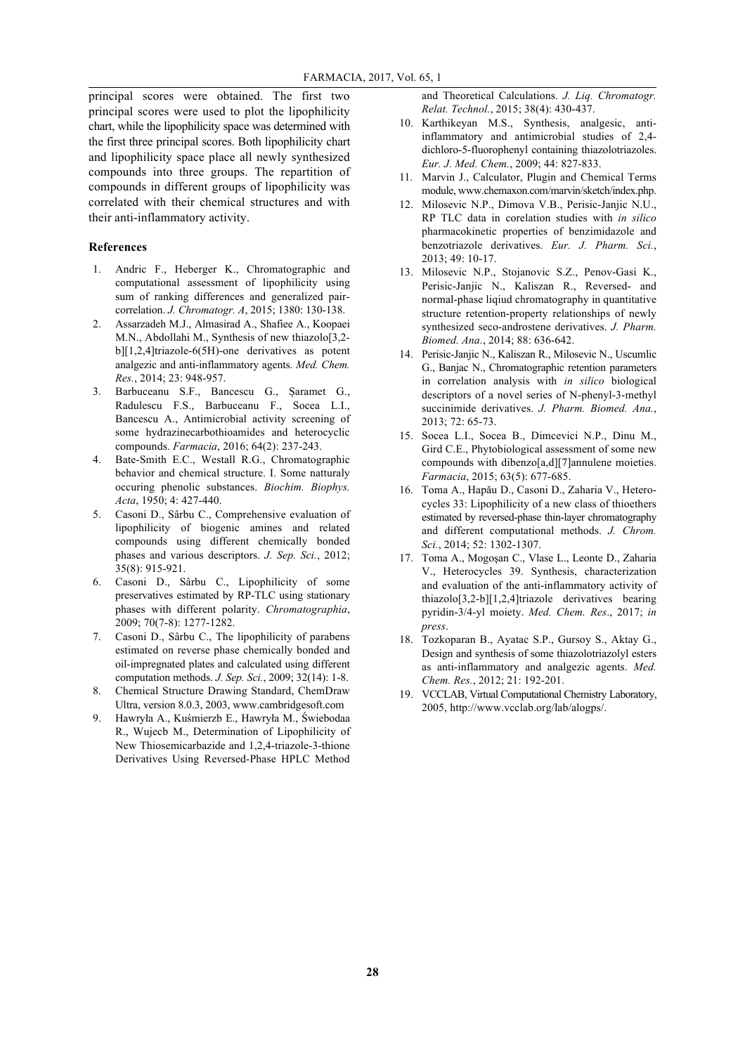principal scores were obtained. The first two principal scores were used to plot the lipophilicity chart, while the lipophilicity space was determined with the first three principal scores. Both lipophilicity chart and lipophilicity space place all newly synthesized compounds into three groups. The repartition of compounds in different groups of lipophilicity was correlated with their chemical structures and with their anti-inflammatory activity.

## References

1. Andric F., Heberger K., Chromatographic and computational assessment of lipophilicity using sum of ranking differences and generalized pair-correlation. *J. Chromatogr. A*, 2015; 1380: 130-138.
2. Assarzadeh M.J., Almasirad A., Shafiee A., Koopaei M.N., Abdollahi M., Synthesis of new thiazolo[3,2-b][1,2,4]triazole-6(5H)-one derivatives as potent analgezic and anti-inflammatory agents. *Med. Chem. Res.*, 2014; 23: 948-957.
3. Barbuceanu S.F., Bancescu G., Șaramet G., Radulescu F.S., Barbuceanu F., Socea L.I., Bancescu A., Antimicrobial activity screening of some hydrazinecarbothioamides and heterocyclic compounds. *Farmacia*, 2016; 64(2): 237-243.
4. Bate-Smith E.C., Westall R.G., Chromatographic behavior and chemical structure. I. Some natturaly occuring phenolic substances. *Biochim. Biophys. Acta*, 1950; 4: 427-440.
5. Casoni D., Sârbu C., Comprehensive evaluation of lipophilicity of biogenic amines and related compounds using different chemically bonded phases and various descriptors. *J. Sep. Sci.*, 2012; 35(8): 915-921.
6. Casoni D., Sârbu C., Lipophilicity of some preservatives estimated by RP-TLC using stationary phases with different polarity. *Chromatographia*, 2009; 70(7-8): 1277-1282.
7. Casoni D., Sârbu C., The lipophilicity of parabens estimated on reverse phase chemically bonded and oil-impregnated plates and calculated using different computation methods. *J. Sep. Sci.*, 2009; 32(14): 1-8.
8. Chemical Structure Drawing Standard, ChemDraw Ultra, version 8.0.3, 2003, www.cambridgesoft.com
9. Hawryła A., Kuśmierzb E., Hawryła M., Świebodaa R., Wujecb M., Determination of Lipophilicity of New Thiosemicarbazide and 1,2,4-triazole-3-thione Derivatives Using Reversed-Phase HPLC Method and Theoretical Calculations. *J. Liq. Chromatogr. Relat. Technol.*, 2015; 38(4): 430-437.
10. Karthikeyan M.S., Synthesis, analgesic, anti-inflammatory and antimicrobial studies of 2,4-dichloro-5-fluorophenyl containing thiazolotriazoles. *Eur. J. Med. Chem.*, 2009; 44: 827-833.
11. Marvin J., Calculator, Plugin and Chemical Terms module, www.chemaxon.com/marvin/sketch/index.php.
12. Milosevic N.P., Dimova V.B., Perisic-Janjic N.U., RP TLC data in corelation studies with *in silico* pharmacokinetic properties of benzimidazole and benzotriazole derivatives. *Eur. J. Pharm. Sci.*, 2013; 49: 10-17.
13. Milosevic N.P., Stojanovic S.Z., Penov-Gasi K., Perisic-Janjic N., Kaliszan R., Reversed- and normal-phase liqiud chromatography in quantitative structure retention-property relationships of newly synthesized seco-androstene derivatives. *J. Pharm. Biomed. Ana.*, 2014; 88: 636-642.
14. Perisic-Janjic N., Kaliszan R., Milosevic N., Uscumlic G., Banjac N., Chromatographic retention parameters in correlation analysis with *in silico* biological descriptors of a novel series of N-phenyl-3-methyl succinimide derivatives. *J. Pharm. Biomed. Ana.*, 2013; 72: 65-73.
15. Socea L.I., Socea B., Dimcevici N.P., Dinu M., Gird C.E., Phytobiological assessment of some new compounds with dibenzo[a,d][7]annulene moieties. *Farmacia*, 2015; 63(5): 677-685.
16. Toma A., Hapău D., Casoni D., Zaharia V., Heterocycles 33: Lipophilicity of a new class of thioethers estimated by reversed-phase thin-layer chromatography and different computational methods. *J. Chrom. Sci.*, 2014; 52: 1302-1307.
17. Toma A., Mogoșan C., Vlase L., Leonte D., Zaharia V., Heterocycles 39. Synthesis, characterization and evaluation of the anti-inflammatory activity of thiazolo[3,2-b][1,2,4]triazole derivatives bearing pyridin-3/4-yl moiety. *Med. Chem. Res*., 2017; *in press*.
18. Tozkoparan B., Ayatac S.P., Gursoy S., Aktay G., Design and synthesis of some thiazolotriazolyl esters as anti-inflammatory and analgezic agents. *Med. Chem. Res.*, 2012; 21: 192-201.
19. VCCLAB, Virtual Computational Chemistry Laboratory, 2005, http://www.vcclab.org/lab/alogps/.